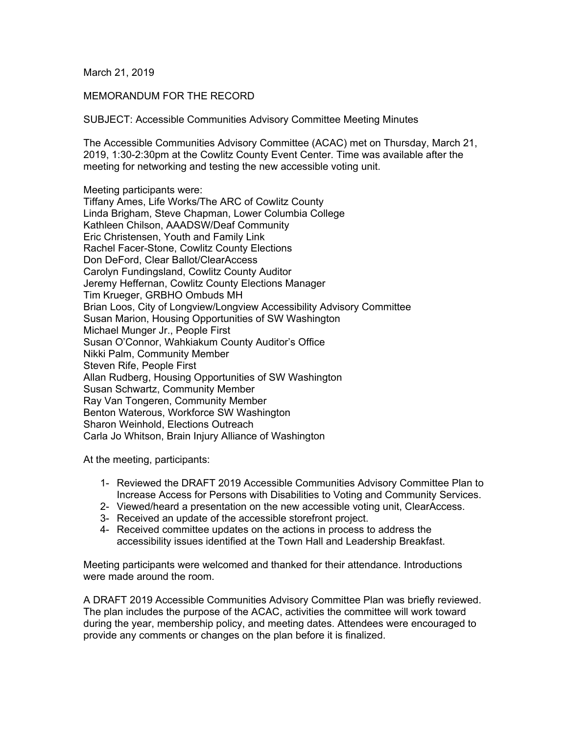March 21, 2019

MEMORANDUM FOR THE RECORD

SUBJECT: Accessible Communities Advisory Committee Meeting Minutes

The Accessible Communities Advisory Committee (ACAC) met on Thursday, March 21, 2019, 1:30-2:30pm at the Cowlitz County Event Center. Time was available after the meeting for networking and testing the new accessible voting unit.

Meeting participants were:
Tiffany Ames, Life Works/The ARC of Cowlitz County
Linda Brigham, Steve Chapman, Lower Columbia College
Kathleen Chilson, AAADSW/Deaf Community
Eric Christensen, Youth and Family Link
Rachel Facer-Stone, Cowlitz County Elections
Don DeFord, Clear Ballot/ClearAccess
Carolyn Fundingsland, Cowlitz County Auditor
Jeremy Heffernan, Cowlitz County Elections Manager
Tim Krueger, GRBHO Ombuds MH
Brian Loos, City of Longview/Longview Accessibility Advisory Committee
Susan Marion, Housing Opportunities of SW Washington
Michael Munger Jr., People First
Susan O'Connor, Wahkiakum County Auditor's Office
Nikki Palm, Community Member
Steven Rife, People First
Allan Rudberg, Housing Opportunities of SW Washington
Susan Schwartz, Community Member
Ray Van Tongeren, Community Member
Benton Waterous, Workforce SW Washington
Sharon Weinhold, Elections Outreach
Carla Jo Whitson, Brain Injury Alliance of Washington

At the meeting, participants:

1- Reviewed the DRAFT 2019 Accessible Communities Advisory Committee Plan to Increase Access for Persons with Disabilities to Voting and Community Services.
2- Viewed/heard a presentation on the new accessible voting unit, ClearAccess.
3- Received an update of the accessible storefront project.
4- Received committee updates on the actions in process to address the accessibility issues identified at the Town Hall and Leadership Breakfast.

Meeting participants were welcomed and thanked for their attendance. Introductions were made around the room.

A DRAFT 2019 Accessible Communities Advisory Committee Plan was briefly reviewed. The plan includes the purpose of the ACAC, activities the committee will work toward during the year, membership policy, and meeting dates. Attendees were encouraged to provide any comments or changes on the plan before it is finalized.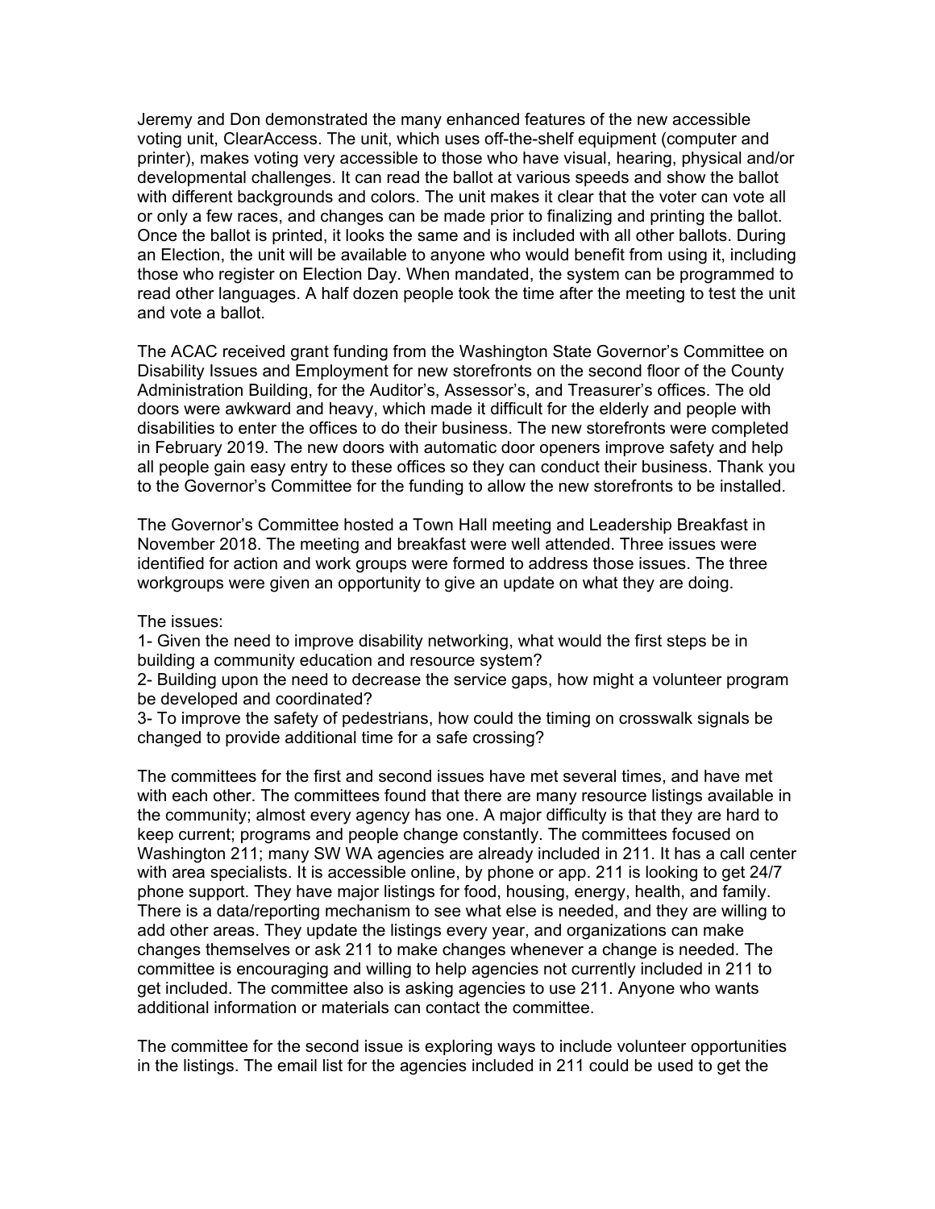Jeremy and Don demonstrated the many enhanced features of the new accessible voting unit, ClearAccess. The unit, which uses off-the-shelf equipment (computer and printer), makes voting very accessible to those who have visual, hearing, physical and/or developmental challenges. It can read the ballot at various speeds and show the ballot with different backgrounds and colors. The unit makes it clear that the voter can vote all or only a few races, and changes can be made prior to finalizing and printing the ballot. Once the ballot is printed, it looks the same and is included with all other ballots. During an Election, the unit will be available to anyone who would benefit from using it, including those who register on Election Day. When mandated, the system can be programmed to read other languages. A half dozen people took the time after the meeting to test the unit and vote a ballot.

The ACAC received grant funding from the Washington State Governor's Committee on Disability Issues and Employment for new storefronts on the second floor of the County Administration Building, for the Auditor's, Assessor's, and Treasurer's offices. The old doors were awkward and heavy, which made it difficult for the elderly and people with disabilities to enter the offices to do their business. The new storefronts were completed in February 2019. The new doors with automatic door openers improve safety and help all people gain easy entry to these offices so they can conduct their business. Thank you to the Governor's Committee for the funding to allow the new storefronts to be installed.

The Governor's Committee hosted a Town Hall meeting and Leadership Breakfast in November 2018. The meeting and breakfast were well attended. Three issues were identified for action and work groups were formed to address those issues. The three workgroups were given an opportunity to give an update on what they are doing.

The issues:
1- Given the need to improve disability networking, what would the first steps be in building a community education and resource system?
2- Building upon the need to decrease the service gaps, how might a volunteer program be developed and coordinated?
3- To improve the safety of pedestrians, how could the timing on crosswalk signals be changed to provide additional time for a safe crossing?

The committees for the first and second issues have met several times, and have met with each other. The committees found that there are many resource listings available in the community; almost every agency has one. A major difficulty is that they are hard to keep current; programs and people change constantly. The committees focused on Washington 211; many SW WA agencies are already included in 211. It has a call center with area specialists. It is accessible online, by phone or app. 211 is looking to get 24/7 phone support. They have major listings for food, housing, energy, health, and family. There is a data/reporting mechanism to see what else is needed, and they are willing to add other areas. They update the listings every year, and organizations can make changes themselves or ask 211 to make changes whenever a change is needed. The committee is encouraging and willing to help agencies not currently included in 211 to get included. The committee also is asking agencies to use 211. Anyone who wants additional information or materials can contact the committee.

The committee for the second issue is exploring ways to include volunteer opportunities in the listings. The email list for the agencies included in 211 could be used to get the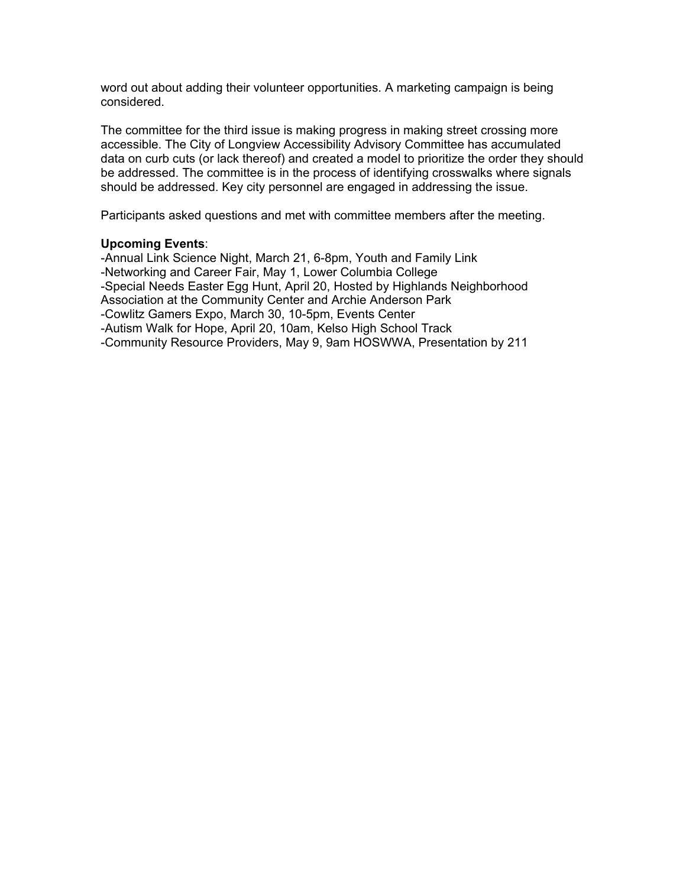word out about adding their volunteer opportunities. A marketing campaign is being considered.

The committee for the third issue is making progress in making street crossing more accessible. The City of Longview Accessibility Advisory Committee has accumulated data on curb cuts (or lack thereof) and created a model to prioritize the order they should be addressed. The committee is in the process of identifying crosswalks where signals should be addressed. Key city personnel are engaged in addressing the issue.

Participants asked questions and met with committee members after the meeting.

**Upcoming Events**:

-Annual Link Science Night, March 21, 6-8pm, Youth and Family Link
-Networking and Career Fair, May 1, Lower Columbia College
-Special Needs Easter Egg Hunt, April 20, Hosted by Highlands Neighborhood Association at the Community Center and Archie Anderson Park
-Cowlitz Gamers Expo, March 30, 10-5pm, Events Center
-Autism Walk for Hope, April 20, 10am, Kelso High School Track
-Community Resource Providers, May 9, 9am HOSWWA, Presentation by 211